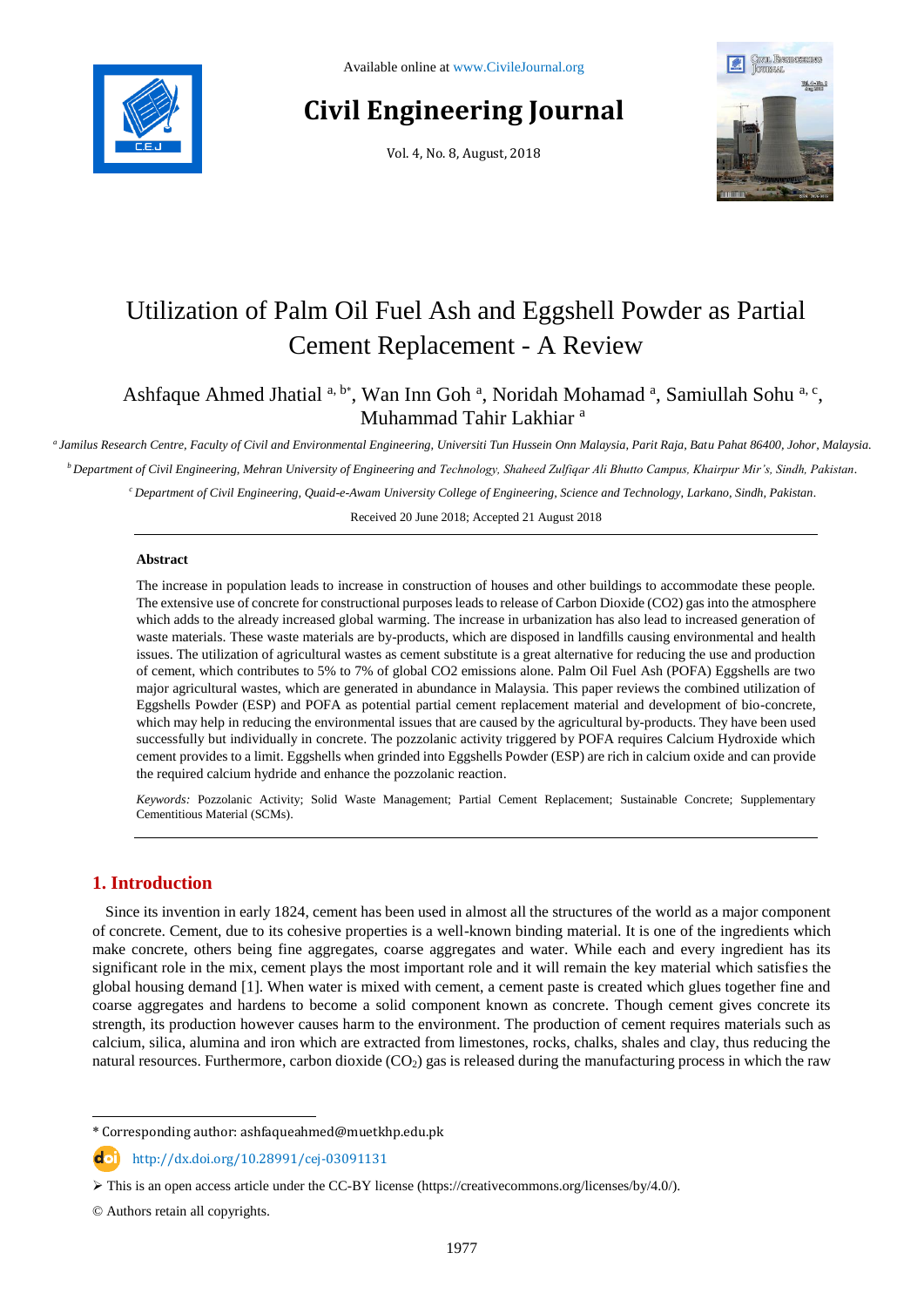# Utilization of Palm Oil Fuel Ash and Eggshell Powder as Partial Cement Replacement - A Review

Ashfaque Ahmed Jhatial [a, b*], Wan Inn Goh [a], Noridah Mohamad [a], Samiullah Sohu [a, c], Muhammad Tahir Lakhiar [a]

[a] *Jamilus Research Centre, Faculty of Civil and Environmental Engineering, Universiti Tun Hussein Onn Malaysia, Parit Raja, Batu Pahat 86400, Johor, Malaysia.*

[b] *Department of Civil Engineering, Mehran University of Engineering and Technology, Shaheed Zulfiqar Ali Bhutto Campus, Khairpur Mir's, Sindh, Pakistan.*

[c] *Department of Civil Engineering, Quaid-e-Awam University College of Engineering, Science and Technology, Larkano, Sindh, Pakistan.*

Received 20 June 2018; Accepted 21 August 2018

## Abstract

The increase in population leads to increase in construction of houses and other buildings to accommodate these people. The extensive use of concrete for constructional purposes leads to release of Carbon Dioxide (CO2) gas into the atmosphere which adds to the already increased global warming. The increase in urbanization has also lead to increased generation of waste materials. These waste materials are by-products, which are disposed in landfills causing environmental and health issues. The utilization of agricultural wastes as cement substitute is a great alternative for reducing the use and production of cement, which contributes to 5% to 7% of global CO2 emissions alone. Palm Oil Fuel Ash (POFA) Eggshells are two major agricultural wastes, which are generated in abundance in Malaysia. This paper reviews the combined utilization of Eggshells Powder (ESP) and POFA as potential partial cement replacement material and development of bio-concrete, which may help in reducing the environmental issues that are caused by the agricultural by-products. They have been used successfully but individually in concrete. The pozzolanic activity triggered by POFA requires Calcium Hydroxide which cement provides to a limit. Eggshells when grinded into Eggshells Powder (ESP) are rich in calcium oxide and can provide the required calcium hydride and enhance the pozzolanic reaction.

*Keywords:* Pozzolanic Activity; Solid Waste Management; Partial Cement Replacement; Sustainable Concrete; Supplementary Cementitious Material (SCMs).

## 1. Introduction

Since its invention in early 1824, cement has been used in almost all the structures of the world as a major component of concrete. Cement, due to its cohesive properties is a well-known binding material. It is one of the ingredients which make concrete, others being fine aggregates, coarse aggregates and water. While each and every ingredient has its significant role in the mix, cement plays the most important role and it will remain the key material which satisfies the global housing demand [1]. When water is mixed with cement, a cement paste is created which glues together fine and coarse aggregates and hardens to become a solid component known as concrete. Though cement gives concrete its strength, its production however causes harm to the environment. The production of cement requires materials such as calcium, silica, alumina and iron which are extracted from limestones, rocks, chalks, shales and clay, thus reducing the natural resources. Furthermore, carbon dioxide ($CO_2$) gas is released during the manufacturing process in which the raw

\* Corresponding author: ashfaqueahmed@muetkhp.edu.pk

http://dx.doi.org/10.28991/cej-03091131

➢ This is an open access article under the CC-BY license (https://creativecommons.org/licenses/by/4.0/).

© Authors retain all copyrights.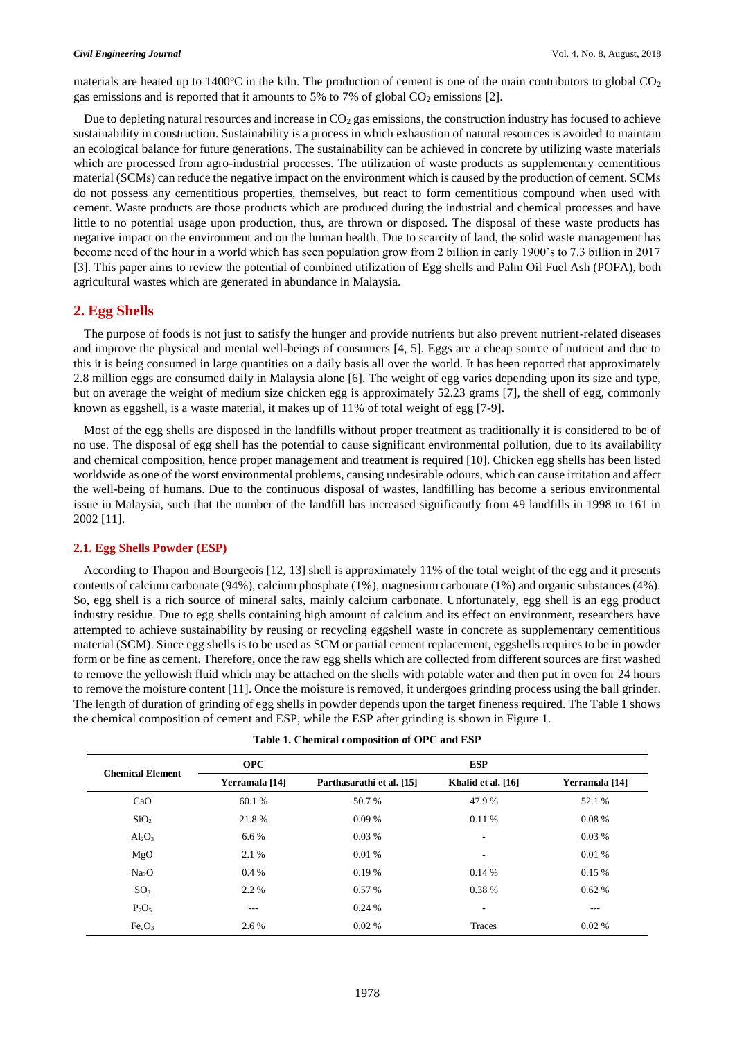materials are heated up to 1400°C in the kiln. The production of cement is one of the main contributors to global $CO_2$ gas emissions and is reported that it amounts to 5% to 7% of global $CO_2$ emissions [2].

Due to depleting natural resources and increase in $CO_2$ gas emissions, the construction industry has focused to achieve sustainability in construction. Sustainability is a process in which exhaustion of natural resources is avoided to maintain an ecological balance for future generations. The sustainability can be achieved in concrete by utilizing waste materials which are processed from agro-industrial processes. The utilization of waste products as supplementary cementitious material (SCMs) can reduce the negative impact on the environment which is caused by the production of cement. SCMs do not possess any cementitious properties, themselves, but react to form cementitious compound when used with cement. Waste products are those products which are produced during the industrial and chemical processes and have little to no potential usage upon production, thus, are thrown or disposed. The disposal of these waste products has negative impact on the environment and on the human health. Due to scarcity of land, the solid waste management has become need of the hour in a world which has seen population grow from 2 billion in early 1900's to 7.3 billion in 2017 [3]. This paper aims to review the potential of combined utilization of Egg shells and Palm Oil Fuel Ash (POFA), both agricultural wastes which are generated in abundance in Malaysia.

## 2. Egg Shells

The purpose of foods is not just to satisfy the hunger and provide nutrients but also prevent nutrient-related diseases and improve the physical and mental well-beings of consumers [4, 5]. Eggs are a cheap source of nutrient and due to this it is being consumed in large quantities on a daily basis all over the world. It has been reported that approximately 2.8 million eggs are consumed daily in Malaysia alone [6]. The weight of egg varies depending upon its size and type, but on average the weight of medium size chicken egg is approximately 52.23 grams [7], the shell of egg, commonly known as eggshell, is a waste material, it makes up of 11% of total weight of egg [7-9].

Most of the egg shells are disposed in the landfills without proper treatment as traditionally it is considered to be of no use. The disposal of egg shell has the potential to cause significant environmental pollution, due to its availability and chemical composition, hence proper management and treatment is required [10]. Chicken egg shells has been listed worldwide as one of the worst environmental problems, causing undesirable odours, which can cause irritation and affect the well-being of humans. Due to the continuous disposal of wastes, landfilling has become a serious environmental issue in Malaysia, such that the number of the landfill has increased significantly from 49 landfills in 1998 to 161 in 2002 [11].

### 2.1. Egg Shells Powder (ESP)

According to Thapon and Bourgeois [12, 13] shell is approximately 11% of the total weight of the egg and it presents contents of calcium carbonate (94%), calcium phosphate (1%), magnesium carbonate (1%) and organic substances (4%). So, egg shell is a rich source of mineral salts, mainly calcium carbonate. Unfortunately, egg shell is an egg product industry residue. Due to egg shells containing high amount of calcium and its effect on environment, researchers have attempted to achieve sustainability by reusing or recycling eggshell waste in concrete as supplementary cementitious material (SCM). Since egg shells is to be used as SCM or partial cement replacement, eggshells requires to be in powder form or be fine as cement. Therefore, once the raw egg shells which are collected from different sources are first washed to remove the yellowish fluid which may be attached on the shells with potable water and then put in oven for 24 hours to remove the moisture content [11]. Once the moisture is removed, it undergoes grinding process using the ball grinder. The length of duration of grinding of egg shells in powder depends upon the target fineness required. The Table 1 shows the chemical composition of cement and ESP, while the ESP after grinding is shown in Figure 1.

**Table 1. Chemical composition of OPC and ESP**

| Chemical Element | OPC | ESP | | |
|---|---|---|---|---|
| | Yerramala [14] | Parthasarathi et al. [15] | Khalid et al. [16] | Yerramala [14] |
| CaO | 60.1 % | 50.7 % | 47.9 % | 52.1 % |
| $SiO_2$ | 21.8 % | 0.09 % | 0.11 % | 0.08 % |
| $Al_2O_3$ | 6.6 % | 0.03 % | - | 0.03 % |
| MgO | 2.1 % | 0.01 % | - | 0.01 % |
| $Na_2O$ | 0.4 % | 0.19 % | 0.14 % | 0.15 % |
| $SO_3$ | 2.2 % | 0.57 % | 0.38 % | 0.62 % |
| $P_2O_5$ | --- | 0.24 % | - | --- |
| $Fe_2O_3$ | 2.6 % | 0.02 % | Traces | 0.02 % |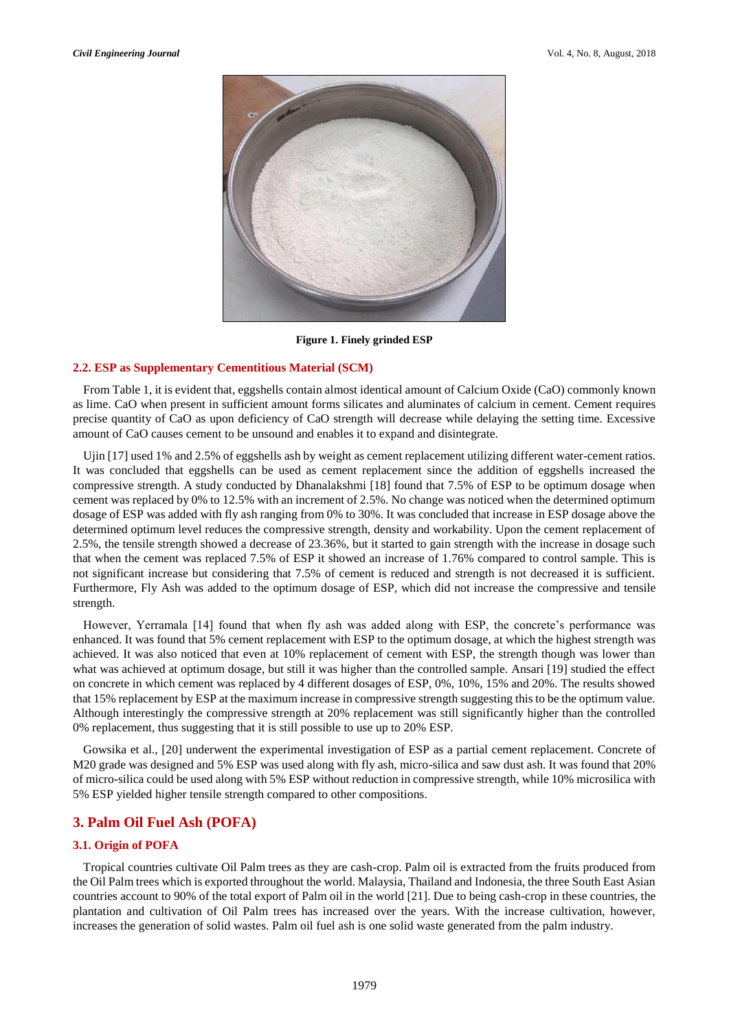Figure 1. Finely grinded ESP

### 2.2. ESP as Supplementary Cementitious Material (SCM)

From Table 1, it is evident that, eggshells contain almost identical amount of Calcium Oxide (CaO) commonly known as lime. CaO when present in sufficient amount forms silicates and aluminates of calcium in cement. Cement requires precise quantity of CaO as upon deficiency of CaO strength will decrease while delaying the setting time. Excessive amount of CaO causes cement to be unsound and enables it to expand and disintegrate.

Ujin [17] used 1% and 2.5% of eggshells ash by weight as cement replacement utilizing different water-cement ratios. It was concluded that eggshells can be used as cement replacement since the addition of eggshells increased the compressive strength. A study conducted by Dhanalakshmi [18] found that 7.5% of ESP to be optimum dosage when cement was replaced by 0% to 12.5% with an increment of 2.5%. No change was noticed when the determined optimum dosage of ESP was added with fly ash ranging from 0% to 30%. It was concluded that increase in ESP dosage above the determined optimum level reduces the compressive strength, density and workability. Upon the cement replacement of 2.5%, the tensile strength showed a decrease of 23.36%, but it started to gain strength with the increase in dosage such that when the cement was replaced 7.5% of ESP it showed an increase of 1.76% compared to control sample. This is not significant increase but considering that 7.5% of cement is reduced and strength is not decreased it is sufficient. Furthermore, Fly Ash was added to the optimum dosage of ESP, which did not increase the compressive and tensile strength.

However, Yerramala [14] found that when fly ash was added along with ESP, the concrete's performance was enhanced. It was found that 5% cement replacement with ESP to the optimum dosage, at which the highest strength was achieved. It was also noticed that even at 10% replacement of cement with ESP, the strength though was lower than what was achieved at optimum dosage, but still it was higher than the controlled sample. Ansari [19] studied the effect on concrete in which cement was replaced by 4 different dosages of ESP, 0%, 10%, 15% and 20%. The results showed that 15% replacement by ESP at the maximum increase in compressive strength suggesting this to be the optimum value. Although interestingly the compressive strength at 20% replacement was still significantly higher than the controlled 0% replacement, thus suggesting that it is still possible to use up to 20% ESP.

Gowsika et al., [20] underwent the experimental investigation of ESP as a partial cement replacement. Concrete of M20 grade was designed and 5% ESP was used along with fly ash, micro-silica and saw dust ash. It was found that 20% of micro-silica could be used along with 5% ESP without reduction in compressive strength, while 10% microsilica with 5% ESP yielded higher tensile strength compared to other compositions.

## 3. Palm Oil Fuel Ash (POFA)

### 3.1. Origin of POFA

Tropical countries cultivate Oil Palm trees as they are cash-crop. Palm oil is extracted from the fruits produced from the Oil Palm trees which is exported throughout the world. Malaysia, Thailand and Indonesia, the three South East Asian countries account to 90% of the total export of Palm oil in the world [21]. Due to being cash-crop in these countries, the plantation and cultivation of Oil Palm trees has increased over the years. With the increase cultivation, however, increases the generation of solid wastes. Palm oil fuel ash is one solid waste generated from the palm industry.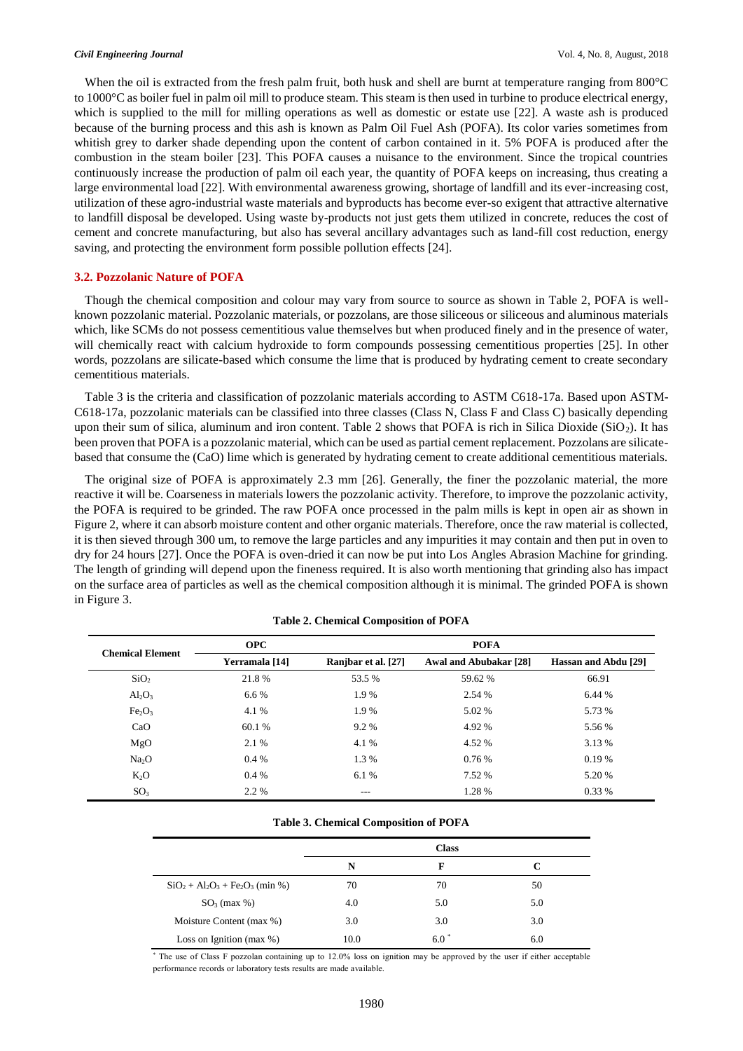When the oil is extracted from the fresh palm fruit, both husk and shell are burnt at temperature ranging from 800°C to 1000°C as boiler fuel in palm oil mill to produce steam. This steam is then used in turbine to produce electrical energy, which is supplied to the mill for milling operations as well as domestic or estate use [22]. A waste ash is produced because of the burning process and this ash is known as Palm Oil Fuel Ash (POFA). Its color varies sometimes from whitish grey to darker shade depending upon the content of carbon contained in it. 5% POFA is produced after the combustion in the steam boiler [23]. This POFA causes a nuisance to the environment. Since the tropical countries continuously increase the production of palm oil each year, the quantity of POFA keeps on increasing, thus creating a large environmental load [22]. With environmental awareness growing, shortage of landfill and its ever-increasing cost, utilization of these agro-industrial waste materials and byproducts has become ever-so exigent that attractive alternative to landfill disposal be developed. Using waste by-products not just gets them utilized in concrete, reduces the cost of cement and concrete manufacturing, but also has several ancillary advantages such as land-fill cost reduction, energy saving, and protecting the environment form possible pollution effects [24].

### 3.2. Pozzolanic Nature of POFA

Though the chemical composition and colour may vary from source to source as shown in Table 2, POFA is well-known pozzolanic material. Pozzolanic materials, or pozzolans, are those siliceous or siliceous and aluminous materials which, like SCMs do not possess cementitious value themselves but when produced finely and in the presence of water, will chemically react with calcium hydroxide to form compounds possessing cementitious properties [25]. In other words, pozzolans are silicate-based which consume the lime that is produced by hydrating cement to create secondary cementitious materials.

Table 3 is the criteria and classification of pozzolanic materials according to ASTM C618-17a. Based upon ASTM-C618-17a, pozzolanic materials can be classified into three classes (Class N, Class F and Class C) basically depending upon their sum of silica, aluminum and iron content. Table 2 shows that POFA is rich in Silica Dioxide ($SiO_2$). It has been proven that POFA is a pozzolanic material, which can be used as partial cement replacement. Pozzolans are silicate-based that consume the (CaO) lime which is generated by hydrating cement to create additional cementitious materials.

The original size of POFA is approximately 2.3 mm [26]. Generally, the finer the pozzolanic material, the more reactive it will be. Coarseness in materials lowers the pozzolanic activity. Therefore, to improve the pozzolanic activity, the POFA is required to be grinded. The raw POFA once processed in the palm mills is kept in open air as shown in Figure 2, where it can absorb moisture content and other organic materials. Therefore, once the raw material is collected, it is then sieved through 300 um, to remove the large particles and any impurities it may contain and then put in oven to dry for 24 hours [27]. Once the POFA is oven-dried it can now be put into Los Angles Abrasion Machine for grinding. The length of grinding will depend upon the fineness required. It is also worth mentioning that grinding also has impact on the surface area of particles as well as the chemical composition although it is minimal. The grinded POFA is shown in Figure 3.

**Table 2. Chemical Composition of POFA**

| Chemical Element | OPC | POFA | | |
|---|---|---|---|---|
| | Yerramala [14] | Ranjbar et al. [27] | Awal and Abubakar [28] | Hassan and Abdu [29] |
| $SiO_2$ | 21.8 % | 53.5 % | 59.62 % | 66.91 |
| $Al_2O_3$ | 6.6 % | 1.9 % | 2.54 % | 6.44 % |
| $Fe_2O_3$ | 4.1 % | 1.9 % | 5.02 % | 5.73 % |
| CaO | 60.1 % | 9.2 % | 4.92 % | 5.56 % |
| MgO | 2.1 % | 4.1 % | 4.52 % | 3.13 % |
| $Na_2O$ | 0.4 % | 1.3 % | 0.76 % | 0.19 % |
| $K_2O$ | 0.4 % | 6.1 % | 7.52 % | 5.20 % |
| $SO_3$ | 2.2 % | --- | 1.28 % | 0.33 % |

**Table 3. Chemical Composition of POFA**

| | Class | | |
|---|---|---|---|
| | N | F | C |
| $SiO_2 + Al_2O_3 + Fe_2O_3$ (min %) | 70 | 70 | 50 |
| $SO_3$ (max %) | 4.0 | 5.0 | 5.0 |
| Moisture Content (max %) | 3.0 | 3.0 | 3.0 |
| Loss on Ignition (max %) | 10.0 | 6.0 * | 6.0 |

* The use of Class F pozzolan containing up to 12.0% loss on ignition may be approved by the user if either acceptable performance records or laboratory tests results are made available.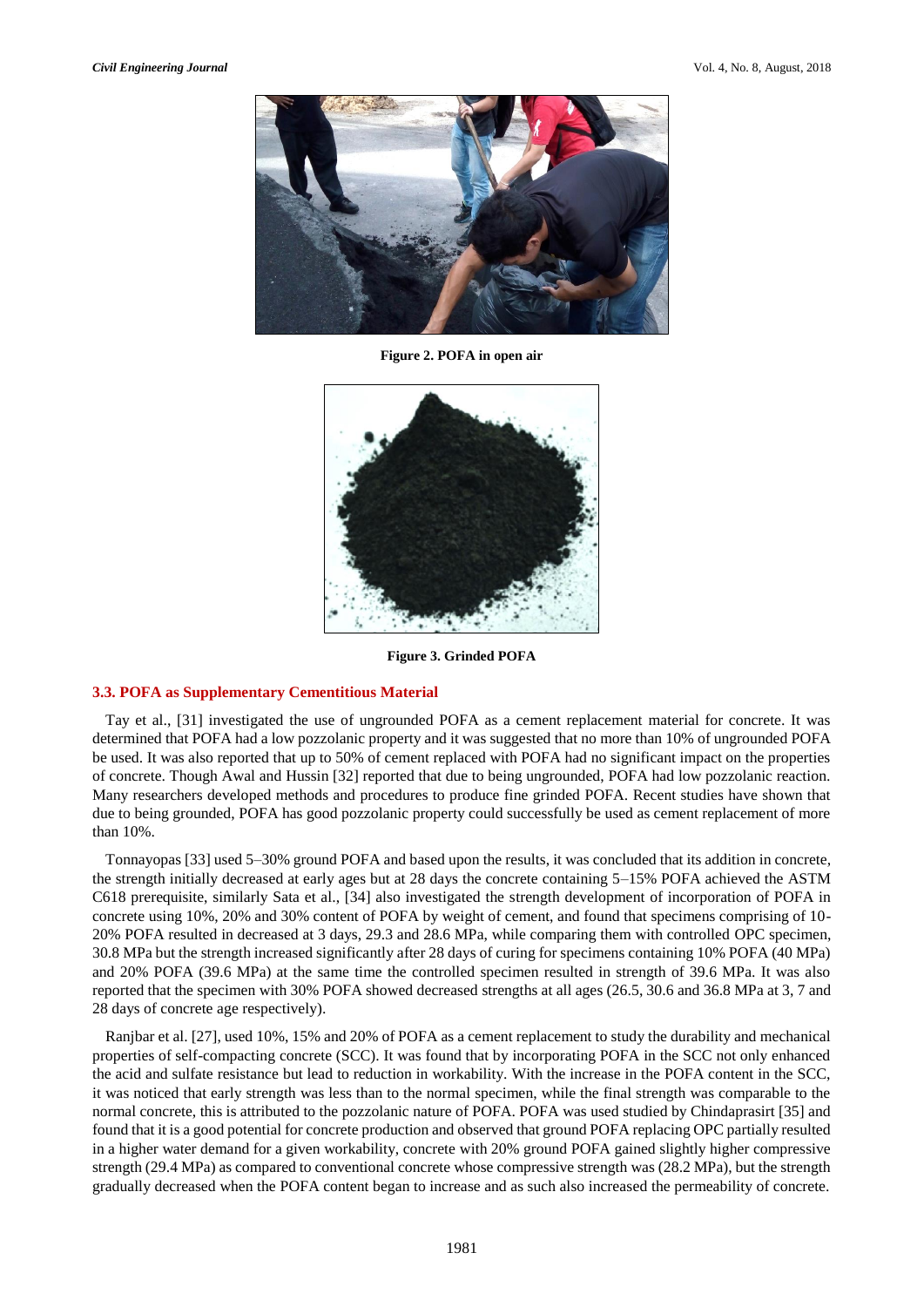Figure 2. POFA in open air

Figure 3. Grinded POFA

### 3.3. POFA as Supplementary Cementitious Material

Tay et al., [31] investigated the use of ungrounded POFA as a cement replacement material for concrete. It was determined that POFA had a low pozzolanic property and it was suggested that no more than 10% of ungrounded POFA be used. It was also reported that up to 50% of cement replaced with POFA had no significant impact on the properties of concrete. Though Awal and Hussin [32] reported that due to being ungrounded, POFA had low pozzolanic reaction. Many researchers developed methods and procedures to produce fine grinded POFA. Recent studies have shown that due to being grounded, POFA has good pozzolanic property could successfully be used as cement replacement of more than 10%.

Tonnayopas [33] used 5–30% ground POFA and based upon the results, it was concluded that its addition in concrete, the strength initially decreased at early ages but at 28 days the concrete containing 5–15% POFA achieved the ASTM C618 prerequisite, similarly Sata et al., [34] also investigated the strength development of incorporation of POFA in concrete using 10%, 20% and 30% content of POFA by weight of cement, and found that specimens comprising of 10-20% POFA resulted in decreased at 3 days, 29.3 and 28.6 MPa, while comparing them with controlled OPC specimen, 30.8 MPa but the strength increased significantly after 28 days of curing for specimens containing 10% POFA (40 MPa) and 20% POFA (39.6 MPa) at the same time the controlled specimen resulted in strength of 39.6 MPa. It was also reported that the specimen with 30% POFA showed decreased strengths at all ages (26.5, 30.6 and 36.8 MPa at 3, 7 and 28 days of concrete age respectively).

Ranjbar et al. [27], used 10%, 15% and 20% of POFA as a cement replacement to study the durability and mechanical properties of self-compacting concrete (SCC). It was found that by incorporating POFA in the SCC not only enhanced the acid and sulfate resistance but lead to reduction in workability. With the increase in the POFA content in the SCC, it was noticed that early strength was less than to the normal specimen, while the final strength was comparable to the normal concrete, this is attributed to the pozzolanic nature of POFA. POFA was used studied by Chindaprasirt [35] and found that it is a good potential for concrete production and observed that ground POFA replacing OPC partially resulted in a higher water demand for a given workability, concrete with 20% ground POFA gained slightly higher compressive strength (29.4 MPa) as compared to conventional concrete whose compressive strength was (28.2 MPa), but the strength gradually decreased when the POFA content began to increase and as such also increased the permeability of concrete.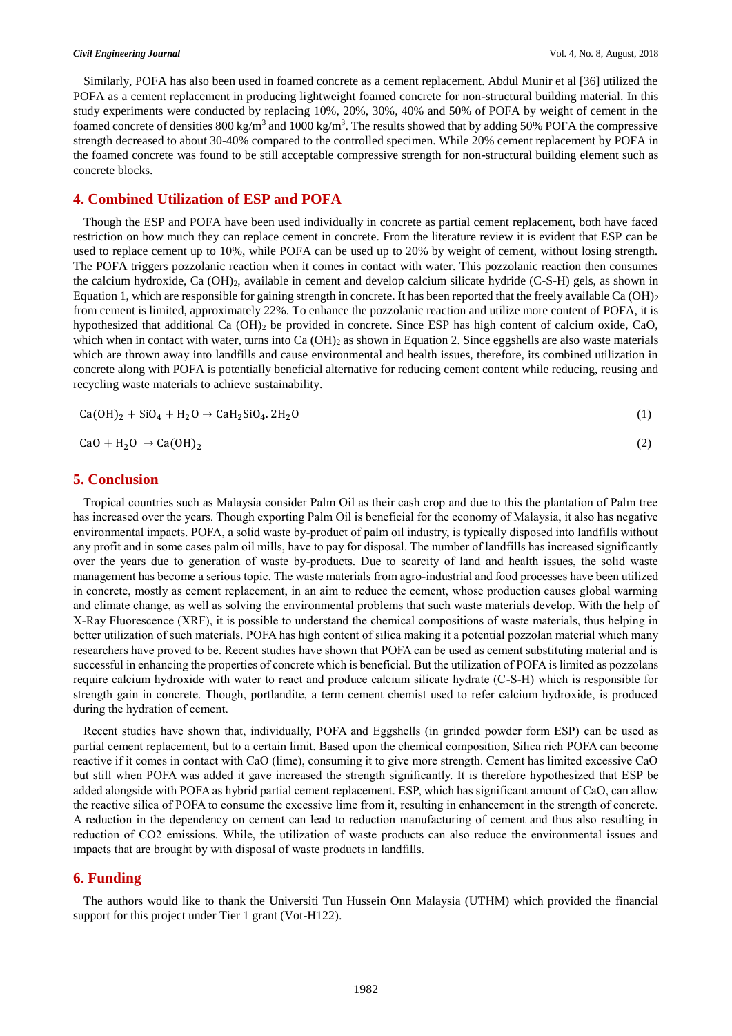Similarly, POFA has also been used in foamed concrete as a cement replacement. Abdul Munir et al [36] utilized the POFA as a cement replacement in producing lightweight foamed concrete for non-structural building material. In this study experiments were conducted by replacing 10%, 20%, 30%, 40% and 50% of POFA by weight of cement in the foamed concrete of densities 800 kg/m$^3$ and 1000 kg/m$^3$. The results showed that by adding 50% POFA the compressive strength decreased to about 30-40% compared to the controlled specimen. While 20% cement replacement by POFA in the foamed concrete was found to be still acceptable compressive strength for non-structural building element such as concrete blocks.

## 4. Combined Utilization of ESP and POFA

Though the ESP and POFA have been used individually in concrete as partial cement replacement, both have faced restriction on how much they can replace cement in concrete. From the literature review it is evident that ESP can be used to replace cement up to 10%, while POFA can be used up to 20% by weight of cement, without losing strength. The POFA triggers pozzolanic reaction when it comes in contact with water. This pozzolanic reaction then consumes the calcium hydroxide, Ca $(OH)_2$, available in cement and develop calcium silicate hydride (C-S-H) gels, as shown in Equation 1, which are responsible for gaining strength in concrete. It has been reported that the freely available Ca $(OH)_2$ from cement is limited, approximately 22%. To enhance the pozzolanic reaction and utilize more content of POFA, it is hypothesized that additional Ca $(OH)_2$ be provided in concrete. Since ESP has high content of calcium oxide, CaO, which when in contact with water, turns into Ca $(OH)_2$ as shown in Equation 2. Since eggshells are also waste materials which are thrown away into landfills and cause environmental and health issues, therefore, its combined utilization in concrete along with POFA is potentially beneficial alternative for reducing cement content while reducing, reusing and recycling waste materials to achieve sustainability.

$$Ca(OH)_2 + SiO_4 + H_2O \rightarrow CaH_2SiO_4.2H_2O \quad (1)$$

$$CaO + H_2O \rightarrow Ca(OH)_2 \quad (2)$$

## 5. Conclusion

Tropical countries such as Malaysia consider Palm Oil as their cash crop and due to this the plantation of Palm tree has increased over the years. Though exporting Palm Oil is beneficial for the economy of Malaysia, it also has negative environmental impacts. POFA, a solid waste by-product of palm oil industry, is typically disposed into landfills without any profit and in some cases palm oil mills, have to pay for disposal. The number of landfills has increased significantly over the years due to generation of waste by-products. Due to scarcity of land and health issues, the solid waste management has become a serious topic. The waste materials from agro-industrial and food processes have been utilized in concrete, mostly as cement replacement, in an aim to reduce the cement, whose production causes global warming and climate change, as well as solving the environmental problems that such waste materials develop. With the help of X-Ray Fluorescence (XRF), it is possible to understand the chemical compositions of waste materials, thus helping in better utilization of such materials. POFA has high content of silica making it a potential pozzolan material which many researchers have proved to be. Recent studies have shown that POFA can be used as cement substituting material and is successful in enhancing the properties of concrete which is beneficial. But the utilization of POFA is limited as pozzolans require calcium hydroxide with water to react and produce calcium silicate hydrate (C-S-H) which is responsible for strength gain in concrete. Though, portlandite, a term cement chemist used to refer calcium hydroxide, is produced during the hydration of cement.

Recent studies have shown that, individually, POFA and Eggshells (in grinded powder form ESP) can be used as partial cement replacement, but to a certain limit. Based upon the chemical composition, Silica rich POFA can become reactive if it comes in contact with CaO (lime), consuming it to give more strength. Cement has limited excessive CaO but still when POFA was added it gave increased the strength significantly. It is therefore hypothesized that ESP be added alongside with POFA as hybrid partial cement replacement. ESP, which has significant amount of CaO, can allow the reactive silica of POFA to consume the excessive lime from it, resulting in enhancement in the strength of concrete. A reduction in the dependency on cement can lead to reduction manufacturing of cement and thus also resulting in reduction of CO2 emissions. While, the utilization of waste products can also reduce the environmental issues and impacts that are brought by with disposal of waste products in landfills.

## 6. Funding

The authors would like to thank the Universiti Tun Hussein Onn Malaysia (UTHM) which provided the financial support for this project under Tier 1 grant (Vot-H122).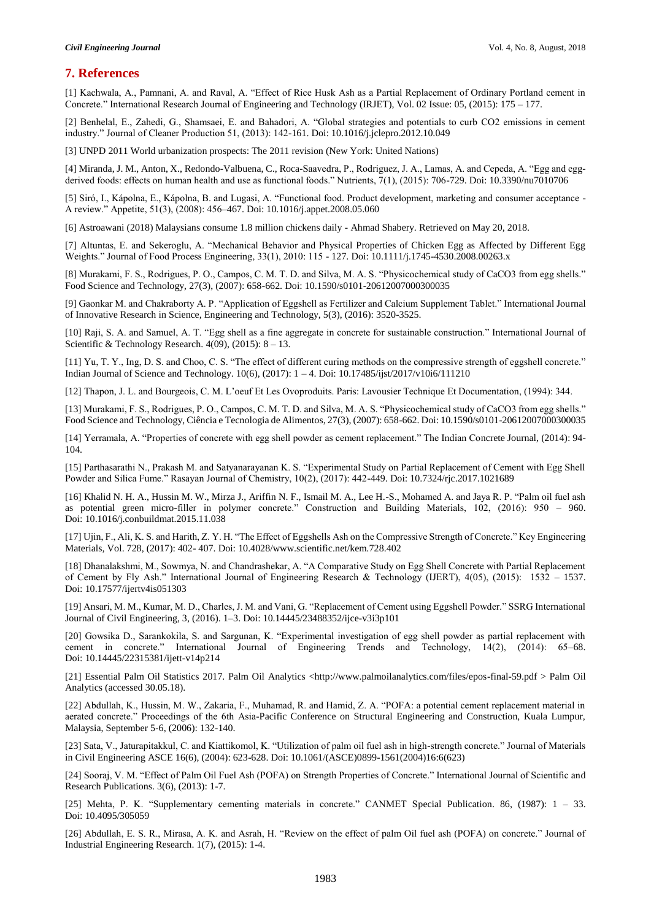## 7. References

[1] Kachwala, A., Pamnani, A. and Raval, A. "Effect of Rice Husk Ash as a Partial Replacement of Ordinary Portland cement in Concrete." International Research Journal of Engineering and Technology (IRJET), Vol. 02 Issue: 05, (2015): 175 – 177.

[2] Benhelal, E., Zahedi, G., Shamsaei, E. and Bahadori, A. "Global strategies and potentials to curb CO2 emissions in cement industry." Journal of Cleaner Production 51, (2013): 142-161. Doi: 10.1016/j.jclepro.2012.10.049

[3] UNPD 2011 World urbanization prospects: The 2011 revision (New York: United Nations)

[4] Miranda, J. M., Anton, X., Redondo-Valbuena, C., Roca-Saavedra, P., Rodriguez, J. A., Lamas, A. and Cepeda, A. "Egg and egg-derived foods: effects on human health and use as functional foods." Nutrients, 7(1), (2015): 706-729. Doi: 10.3390/nu7010706

[5] Siró, I., Kápolna, E., Kápolna, B. and Lugasi, A. "Functional food. Product development, marketing and consumer acceptance - A review." Appetite, 51(3), (2008): 456–467. Doi: 10.1016/j.appet.2008.05.060

[6] Astroawani (2018) Malaysians consume 1.8 million chickens daily - Ahmad Shabery. Retrieved on May 20, 2018.

[7] Altuntas, E. and Sekeroglu, A. "Mechanical Behavior and Physical Properties of Chicken Egg as Affected by Different Egg Weights." Journal of Food Process Engineering, 33(1), 2010: 115 - 127. Doi: 10.1111/j.1745-4530.2008.00263.x

[8] Murakami, F. S., Rodrigues, P. O., Campos, C. M. T. D. and Silva, M. A. S. "Physicochemical study of CaCO3 from egg shells." Food Science and Technology, 27(3), (2007): 658-662. Doi: 10.1590/s0101-20612007000300035

[9] Gaonkar M. and Chakraborty A. P. "Application of Eggshell as Fertilizer and Calcium Supplement Tablet." International Journal of Innovative Research in Science, Engineering and Technology, 5(3), (2016): 3520-3525.

[10] Raji, S. A. and Samuel, A. T. "Egg shell as a fine aggregate in concrete for sustainable construction." International Journal of Scientific & Technology Research. 4(09), (2015): 8 – 13.

[11] Yu, T. Y., Ing, D. S. and Choo, C. S. "The effect of different curing methods on the compressive strength of eggshell concrete." Indian Journal of Science and Technology. 10(6), (2017): 1 – 4. Doi: 10.17485/ijst/2017/v10i6/111210

[12] Thapon, J. L. and Bourgeois, C. M. L'oeuf Et Les Ovoproduits. Paris: Lavousier Technique Et Documentation, (1994): 344.

[13] Murakami, F. S., Rodrigues, P. O., Campos, C. M. T. D. and Silva, M. A. S. "Physicochemical study of CaCO3 from egg shells." Food Science and Technology, Ciência e Tecnologia de Alimentos, 27(3), (2007): 658-662. Doi: 10.1590/s0101-20612007000300035

[14] Yerramala, A. "Properties of concrete with egg shell powder as cement replacement." The Indian Concrete Journal, (2014): 94-104.

[15] Parthasarathi N., Prakash M. and Satyanarayanan K. S. "Experimental Study on Partial Replacement of Cement with Egg Shell Powder and Silica Fume." Rasayan Journal of Chemistry, 10(2), (2017): 442-449. Doi: 10.7324/rjc.2017.1021689

[16] Khalid N. H. A., Hussin M. W., Mirza J., Ariffin N. F., Ismail M. A., Lee H.-S., Mohamed A. and Jaya R. P. "Palm oil fuel ash as potential green micro-filler in polymer concrete." Construction and Building Materials, 102, (2016): 950 – 960. Doi: 10.1016/j.conbuildmat.2015.11.038

[17] Ujin, F., Ali, K. S. and Harith, Z. Y. H. "The Effect of Eggshells Ash on the Compressive Strength of Concrete." Key Engineering Materials, Vol. 728, (2017): 402- 407. Doi: 10.4028/www.scientific.net/kem.728.402

[18] Dhanalakshmi, M., Sowmya, N. and Chandrashekar, A. "A Comparative Study on Egg Shell Concrete with Partial Replacement of Cement by Fly Ash." International Journal of Engineering Research & Technology (IJERT), 4(05), (2015): 1532 – 1537. Doi: 10.17577/ijertv4is051303

[19] Ansari, M. M., Kumar, M. D., Charles, J. M. and Vani, G. "Replacement of Cement using Eggshell Powder." SSRG International Journal of Civil Engineering, 3, (2016). 1–3. Doi: 10.14445/23488352/ijce-v3i3p101

[20] Gowsika D., Sarankokila, S. and Sargunan, K. "Experimental investigation of egg shell powder as partial replacement with cement in concrete." International Journal of Engineering Trends and Technology, 14(2), (2014): 65–68. Doi: 10.14445/22315381/ijett-v14p214

[21] Essential Palm Oil Statistics 2017. Palm Oil Analytics <http://www.palmoilanalytics.com/files/epos-final-59.pdf > Palm Oil Analytics (accessed 30.05.18).

[22] Abdullah, K., Hussin, M. W., Zakaria, F., Muhamad, R. and Hamid, Z. A. "POFA: a potential cement replacement material in aerated concrete." Proceedings of the 6th Asia-Pacific Conference on Structural Engineering and Construction, Kuala Lumpur, Malaysia, September 5-6, (2006): 132-140.

[23] Sata, V., Jaturapitakkul, C. and Kiattikomol, K. "Utilization of palm oil fuel ash in high-strength concrete." Journal of Materials in Civil Engineering ASCE 16(6), (2004): 623-628. Doi: 10.1061/(ASCE)0899-1561(2004)16:6(623)

[24] Sooraj, V. M. "Effect of Palm Oil Fuel Ash (POFA) on Strength Properties of Concrete." International Journal of Scientific and Research Publications. 3(6), (2013): 1-7.

[25] Mehta, P. K. "Supplementary cementing materials in concrete." CANMET Special Publication. 86, (1987): 1 – 33. Doi: 10.4095/305059

[26] Abdullah, E. S. R., Mirasa, A. K. and Asrah, H. "Review on the effect of palm Oil fuel ash (POFA) on concrete." Journal of Industrial Engineering Research. 1(7), (2015): 1-4.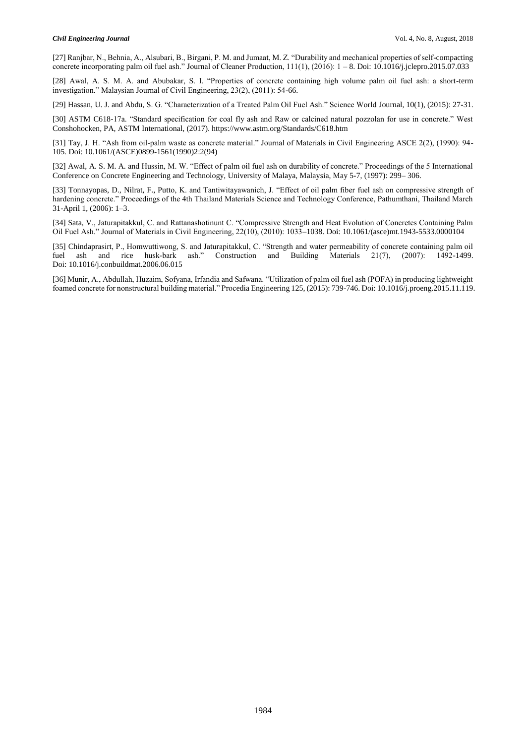[27] Ranjbar, N., Behnia, A., Alsubari, B., Birgani, P. M. and Jumaat, M. Z. "Durability and mechanical properties of self-compacting concrete incorporating palm oil fuel ash." Journal of Cleaner Production, 111(1), (2016): 1 – 8. Doi: 10.1016/j.jclepro.2015.07.033

[28] Awal, A. S. M. A. and Abubakar, S. I. "Properties of concrete containing high volume palm oil fuel ash: a short-term investigation." Malaysian Journal of Civil Engineering, 23(2), (2011): 54-66.

[29] Hassan, U. J. and Abdu, S. G. "Characterization of a Treated Palm Oil Fuel Ash." Science World Journal, 10(1), (2015): 27-31.

[30] ASTM C618-17a. "Standard specification for coal fly ash and Raw or calcined natural pozzolan for use in concrete." West Conshohocken, PA, ASTM International, (2017). https://www.astm.org/Standards/C618.htm

[31] Tay, J. H. "Ash from oil-palm waste as concrete material." Journal of Materials in Civil Engineering ASCE 2(2), (1990): 94-105. Doi: 10.1061/(ASCE)0899-1561(1990)2:2(94)

[32] Awal, A. S. M. A. and Hussin, M. W. "Effect of palm oil fuel ash on durability of concrete." Proceedings of the 5 International Conference on Concrete Engineering and Technology, University of Malaya, Malaysia, May 5-7, (1997): 299– 306.

[33] Tonnayopas, D., Nilrat, F., Putto, K. and Tantiwitayawanich, J. "Effect of oil palm fiber fuel ash on compressive strength of hardening concrete." Proceedings of the 4th Thailand Materials Science and Technology Conference, Pathumthani, Thailand March 31-April 1, (2006): 1–3.

[34] Sata, V., Jaturapitakkul, C. and Rattanashotinunt C. "Compressive Strength and Heat Evolution of Concretes Containing Palm Oil Fuel Ash." Journal of Materials in Civil Engineering, 22(10), (2010): 1033–1038. Doi: 10.1061/(asce)mt.1943-5533.0000104

[35] Chindaprasirt, P., Homwuttiwong, S. and Jaturapitakkul, C. "Strength and water permeability of concrete containing palm oil fuel ash and rice husk-bark ash." Construction and Building Materials 21(7), (2007): 1492-1499. Doi: 10.1016/j.conbuildmat.2006.06.015

[36] Munir, A., Abdullah, Huzaim, Sofyana, Irfandia and Safwana. "Utilization of palm oil fuel ash (POFA) in producing lightweight foamed concrete for nonstructural building material." Procedia Engineering 125, (2015): 739-746. Doi: 10.1016/j.proeng.2015.11.119.